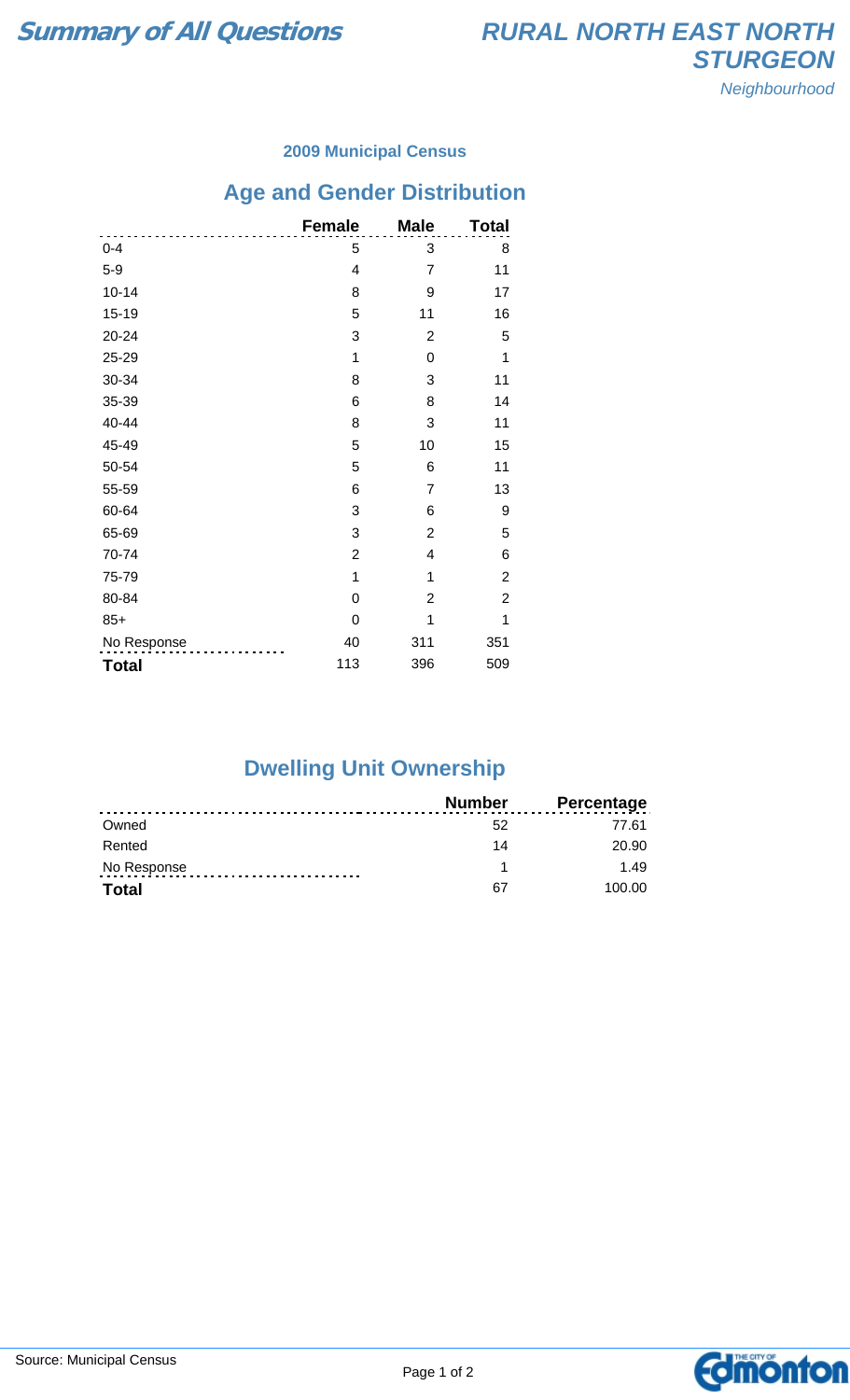# Summary of All Questions

## RURAL NORTH EAST NORTH STURGEON

*Neighbourhood*

### 2009 Municipal Census

## Age and Gender Distribution

| | Female | Male | Total |
|---|---|---|---|
| 0-4 | 5 | 3 | 8 |
| 5-9 | 4 | 7 | 11 |
| 10-14 | 8 | 9 | 17 |
| 15-19 | 5 | 11 | 16 |
| 20-24 | 3 | 2 | 5 |
| 25-29 | 1 | 0 | 1 |
| 30-34 | 8 | 3 | 11 |
| 35-39 | 6 | 8 | 14 |
| 40-44 | 8 | 3 | 11 |
| 45-49 | 5 | 10 | 15 |
| 50-54 | 5 | 6 | 11 |
| 55-59 | 6 | 7 | 13 |
| 60-64 | 3 | 6 | 9 |
| 65-69 | 3 | 2 | 5 |
| 70-74 | 2 | 4 | 6 |
| 75-79 | 1 | 1 | 2 |
| 80-84 | 0 | 2 | 2 |
| 85+ | 0 | 1 | 1 |
| No Response | 40 | 311 | 351 |
| **Total** | 113 | 396 | 509 |

## Dwelling Unit Ownership

| | Number | Percentage |
|---|---|---|
| Owned | 52 | 77.61 |
| Rented | 14 | 20.90 |
| No Response | 1 | 1.49 |
| **Total** | 67 | 100.00 |

Source: Municipal Census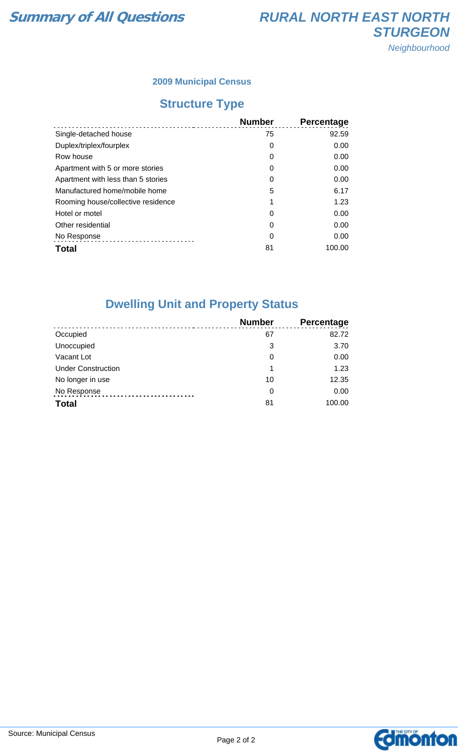**2009 Municipal Census**

## Structure Type

| | Number | Percentage |
|---|---|---|
| Single-detached house | 75 | 92.59 |
| Duplex/triplex/fourplex | 0 | 0.00 |
| Row house | 0 | 0.00 |
| Apartment with 5 or more stories | 0 | 0.00 |
| Apartment with less than 5 stories | 0 | 0.00 |
| Manufactured home/mobile home | 5 | 6.17 |
| Rooming house/collective residence | 1 | 1.23 |
| Hotel or motel | 0 | 0.00 |
| Other residential | 0 | 0.00 |
| No Response | 0 | 0.00 |
| **Total** | 81 | 100.00 |

## Dwelling Unit and Property Status

| | Number | Percentage |
|---|---|---|
| Occupied | 67 | 82.72 |
| Unoccupied | 3 | 3.70 |
| Vacant Lot | 0 | 0.00 |
| Under Construction | 1 | 1.23 |
| No longer in use | 10 | 12.35 |
| No Response | 0 | 0.00 |
| **Total** | 81 | 100.00 |

Source: Municipal Census